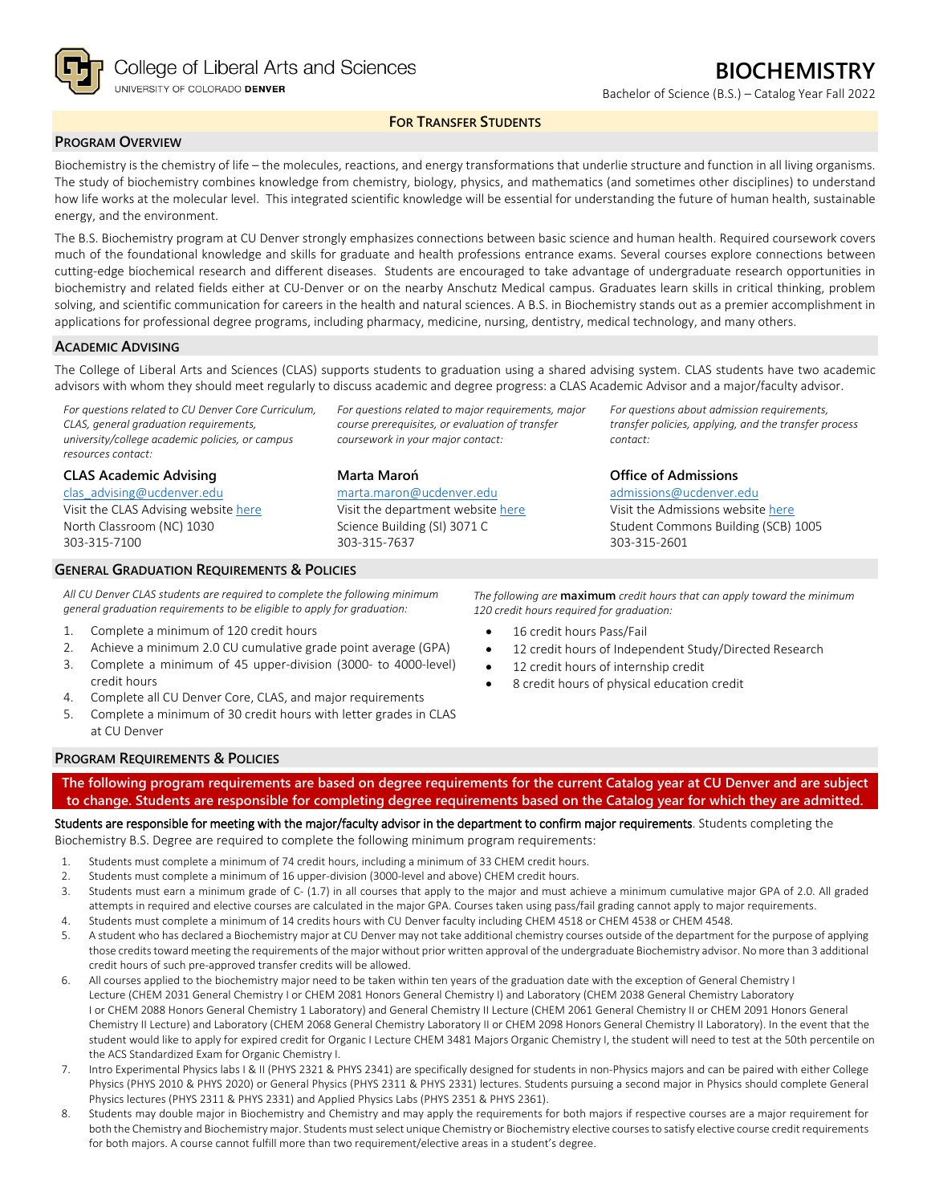College of Liberal Arts and Sciences
UNIVERSITY OF COLORADO DENVER

# BIOCHEMISTRY

Bachelor of Science (B.S.) – Catalog Year Fall 2022

**FOR TRANSFER STUDENTS**

## PROGRAM OVERVIEW

Biochemistry is the chemistry of life – the molecules, reactions, and energy transformations that underlie structure and function in all living organisms. The study of biochemistry combines knowledge from chemistry, biology, physics, and mathematics (and sometimes other disciplines) to understand how life works at the molecular level. This integrated scientific knowledge will be essential for understanding the future of human health, sustainable energy, and the environment.

The B.S. Biochemistry program at CU Denver strongly emphasizes connections between basic science and human health. Required coursework covers much of the foundational knowledge and skills for graduate and health professions entrance exams. Several courses explore connections between cutting-edge biochemical research and different diseases. Students are encouraged to take advantage of undergraduate research opportunities in biochemistry and related fields either at CU-Denver or on the nearby Anschutz Medical campus. Graduates learn skills in critical thinking, problem solving, and scientific communication for careers in the health and natural sciences. A B.S. in Biochemistry stands out as a premier accomplishment in applications for professional degree programs, including pharmacy, medicine, nursing, dentistry, medical technology, and many others.

## ACADEMIC ADVISING

The College of Liberal Arts and Sciences (CLAS) supports students to graduation using a shared advising system. CLAS students have two academic advisors with whom they should meet regularly to discuss academic and degree progress: a CLAS Academic Advisor and a major/faculty advisor.

*For questions related to CU Denver Core Curriculum, CLAS, general graduation requirements, university/college academic policies, or campus resources contact:*

**CLAS Academic Advising**
clas_advising@ucdenver.edu
Visit the CLAS Advising website here
North Classroom (NC) 1030
303-315-7100

*For questions related to major requirements, major course prerequisites, or evaluation of transfer coursework in your major contact:*

**Marta Maroń**
marta.maron@ucdenver.edu
Visit the department website here
Science Building (SI) 3071 C
303-315-7637

*For questions about admission requirements, transfer policies, applying, and the transfer process contact:*

**Office of Admissions**
admissions@ucdenver.edu
Visit the Admissions website here
Student Commons Building (SCB) 1005
303-315-2601

## GENERAL GRADUATION REQUIREMENTS & POLICIES

*All CU Denver CLAS students are required to complete the following minimum general graduation requirements to be eligible to apply for graduation:*

1. Complete a minimum of 120 credit hours
2. Achieve a minimum 2.0 CU cumulative grade point average (GPA)
3. Complete a minimum of 45 upper-division (3000- to 4000-level) credit hours
4. Complete all CU Denver Core, CLAS, and major requirements
5. Complete a minimum of 30 credit hours with letter grades in CLAS at CU Denver

*The following are* **maximum** *credit hours that can apply toward the minimum 120 credit hours required for graduation:*

- 16 credit hours Pass/Fail
- 12 credit hours of Independent Study/Directed Research
- 12 credit hours of internship credit
- 8 credit hours of physical education credit

## PROGRAM REQUIREMENTS & POLICIES

**The following program requirements are based on degree requirements for the current Catalog year at CU Denver and are subject to change. Students are responsible for completing degree requirements based on the Catalog year for which they are admitted.**

Students are responsible for meeting with the major/faculty advisor in the department to confirm major requirements. Students completing the Biochemistry B.S. Degree are required to complete the following minimum program requirements:

1. Students must complete a minimum of 74 credit hours, including a minimum of 33 CHEM credit hours.
2. Students must complete a minimum of 16 upper-division (3000-level and above) CHEM credit hours.
3. Students must earn a minimum grade of C- (1.7) in all courses that apply to the major and must achieve a minimum cumulative major GPA of 2.0. All graded attempts in required and elective courses are calculated in the major GPA. Courses taken using pass/fail grading cannot apply to major requirements.
4. Students must complete a minimum of 14 credits hours with CU Denver faculty including CHEM 4518 or CHEM 4538 or CHEM 4548.
5. A student who has declared a Biochemistry major at CU Denver may not take additional chemistry courses outside of the department for the purpose of applying those credits toward meeting the requirements of the major without prior written approval of the undergraduate Biochemistry advisor. No more than 3 additional credit hours of such pre-approved transfer credits will be allowed.
6. All courses applied to the biochemistry major need to be taken within ten years of the graduation date with the exception of General Chemistry I Lecture (CHEM 2031 General Chemistry I or CHEM 2081 Honors General Chemistry I) and Laboratory (CHEM 2038 General Chemistry Laboratory I or CHEM 2088 Honors General Chemistry 1 Laboratory) and General Chemistry II Lecture (CHEM 2061 General Chemistry II or CHEM 2091 Honors General Chemistry II Lecture) and Laboratory (CHEM 2068 General Chemistry Laboratory II or CHEM 2098 Honors General Chemistry II Laboratory). In the event that the student would like to apply for expired credit for Organic I Lecture CHEM 3481 Majors Organic Chemistry I, the student will need to test at the 50th percentile on the ACS Standardized Exam for Organic Chemistry I.
7. Intro Experimental Physics labs I & II (PHYS 2321 & PHYS 2341) are specifically designed for students in non-Physics majors and can be paired with either College Physics (PHYS 2010 & PHYS 2020) or General Physics (PHYS 2311 & PHYS 2331) lectures. Students pursuing a second major in Physics should complete General Physics lectures (PHYS 2311 & PHYS 2331) and Applied Physics Labs (PHYS 2351 & PHYS 2361).
8. Students may double major in Biochemistry and Chemistry and may apply the requirements for both majors if respective courses are a major requirement for both the Chemistry and Biochemistry major. Students must select unique Chemistry or Biochemistry elective courses to satisfy elective course credit requirements for both majors. A course cannot fulfill more than two requirement/elective areas in a student's degree.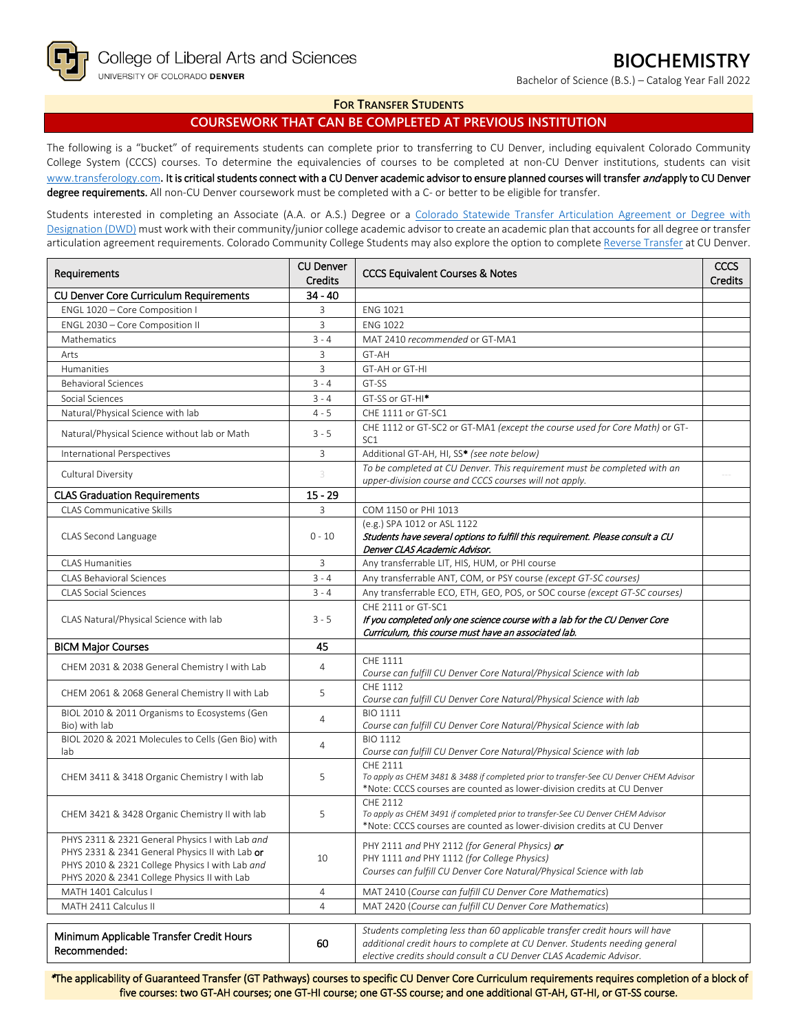College of Liberal Arts and Sciences
UNIVERSITY OF COLORADO DENVER

# BIOCHEMISTRY

Bachelor of Science (B.S.) – Catalog Year Fall 2022

## FOR TRANSFER STUDENTS

## COURSEWORK THAT CAN BE COMPLETED AT PREVIOUS INSTITUTION

The following is a "bucket" of requirements students can complete prior to transferring to CU Denver, including equivalent Colorado Community College System (CCCS) courses. To determine the equivalencies of courses to be completed at non-CU Denver institutions, students can visit www.transferology.com. **It is critical students connect with a CU Denver academic advisor to ensure planned courses will transfer *and* apply to CU Denver degree requirements.** All non-CU Denver coursework must be completed with a C- or better to be eligible for transfer.

Students interested in completing an Associate (A.A. or A.S.) Degree or a Colorado Statewide Transfer Articulation Agreement or Degree with Designation (DWD) must work with their community/junior college academic advisor to create an academic plan that accounts for all degree or transfer articulation agreement requirements. Colorado Community College Students may also explore the option to complete Reverse Transfer at CU Denver.

| Requirements | CU Denver Credits | CCCS Equivalent Courses & Notes | CCCS Credits |
|---|---|---|---|
| **CU Denver Core Curriculum Requirements** | **34 - 40** | | |
| ENGL 1020 – Core Composition I | 3 | ENG 1021 | |
| ENGL 2030 – Core Composition II | 3 | ENG 1022 | |
| Mathematics | 3 - 4 | MAT 2410 *recommended* or GT-MA1 | |
| Arts | 3 | GT-AH | |
| Humanities | 3 | GT-AH or GT-HI | |
| Behavioral Sciences | 3 - 4 | GT-SS | |
| Social Sciences | 3 - 4 | GT-SS or GT-HI* | |
| Natural/Physical Science with lab | 4 - 5 | CHE 1111 or GT-SC1 | |
| Natural/Physical Science without lab or Math | 3 - 5 | CHE 1112 or GT-SC2 or GT-MA1 *(except the course used for Core Math)* or GT-SC1 | |
| International Perspectives | 3 | Additional GT-AH, HI, SS* *(see note below)* | |
| Cultural Diversity | 3 | *To be completed at CU Denver. This requirement must be completed with an upper-division course and CCCS courses will not apply.* | --- |
| **CLAS Graduation Requirements** | **15 - 29** | | |
| CLAS Communicative Skills | 3 | COM 1150 or PHI 1013 | |
| CLAS Second Language | 0 - 10 | (e.g.) SPA 1012 or ASL 1122 ***Students have several options to fulfill this requirement. Please consult a CU Denver CLAS Academic Advisor.*** | |
| CLAS Humanities | 3 | Any transferrable LIT, HIS, HUM, or PHI course | |
| CLAS Behavioral Sciences | 3 - 4 | Any transferrable ANT, COM, or PSY course *(except GT-SC courses)* | |
| CLAS Social Sciences | 3 - 4 | Any transferrable ECO, ETH, GEO, POS, or SOC course *(except GT-SC courses)* | |
| CLAS Natural/Physical Science with lab | 3 - 5 | CHE 2111 or GT-SC1 ***If you completed only one science course with a lab for the CU Denver Core Curriculum, this course must have an associated lab.*** | |
| **BICM Major Courses** | **45** | | |
| CHEM 2031 & 2038 General Chemistry I with Lab | 4 | CHE 1111 *Course can fulfill CU Denver Core Natural/Physical Science with lab* | |
| CHEM 2061 & 2068 General Chemistry II with Lab | 5 | CHE 1112 *Course can fulfill CU Denver Core Natural/Physical Science with lab* | |
| BIOL 2010 & 2011 Organisms to Ecosystems (Gen Bio) with lab | 4 | BIO 1111 *Course can fulfill CU Denver Core Natural/Physical Science with lab* | |
| BIOL 2020 & 2021 Molecules to Cells (Gen Bio) with lab | 4 | BIO 1112 *Course can fulfill CU Denver Core Natural/Physical Science with lab* | |
| CHEM 3411 & 3418 Organic Chemistry I with lab | 5 | CHE 2111 *To apply as CHEM 3481 & 3488 if completed prior to transfer-See CU Denver CHEM Advisor* *Note: CCCS courses are counted as lower-division credits at CU Denver | |
| CHEM 3421 & 3428 Organic Chemistry II with lab | 5 | CHE 2112 *To apply as CHEM 3491 if completed prior to transfer-See CU Denver CHEM Advisor* *Note: CCCS courses are counted as lower-division credits at CU Denver | |
| PHYS 2311 & 2321 General Physics I with Lab *and* PHYS 2331 & 2341 General Physics II with Lab **or** PHYS 2010 & 2321 College Physics I with Lab *and* PHYS 2020 & 2341 College Physics II with Lab | 10 | PHY 2111 *and* PHY 2112 *(for General Physics)* ***or*** PHY 1111 *and* PHY 1112 *(for College Physics)* *Courses can fulfill CU Denver Core Natural/Physical Science with lab* | |
| MATH 1401 Calculus I | 4 | MAT 2410 (*Course can fulfill CU Denver Core Mathematics*) | |
| MATH 2411 Calculus II | 4 | MAT 2420 (*Course can fulfill CU Denver Core Mathematics*) | |

| Minimum Applicable Transfer Credit Hours Recommended: | 60 | *Students completing less than 60 applicable transfer credit hours will have additional credit hours to complete at CU Denver. Students needing general elective credits should consult a CU Denver CLAS Academic Advisor.* | |
|---|---|---|---|

*The applicability of Guaranteed Transfer (GT Pathways) courses to specific CU Denver Core Curriculum requirements requires completion of a block of five courses: two GT-AH courses; one GT-HI course; one GT-SS course; and one additional GT-AH, GT-HI, or GT-SS course.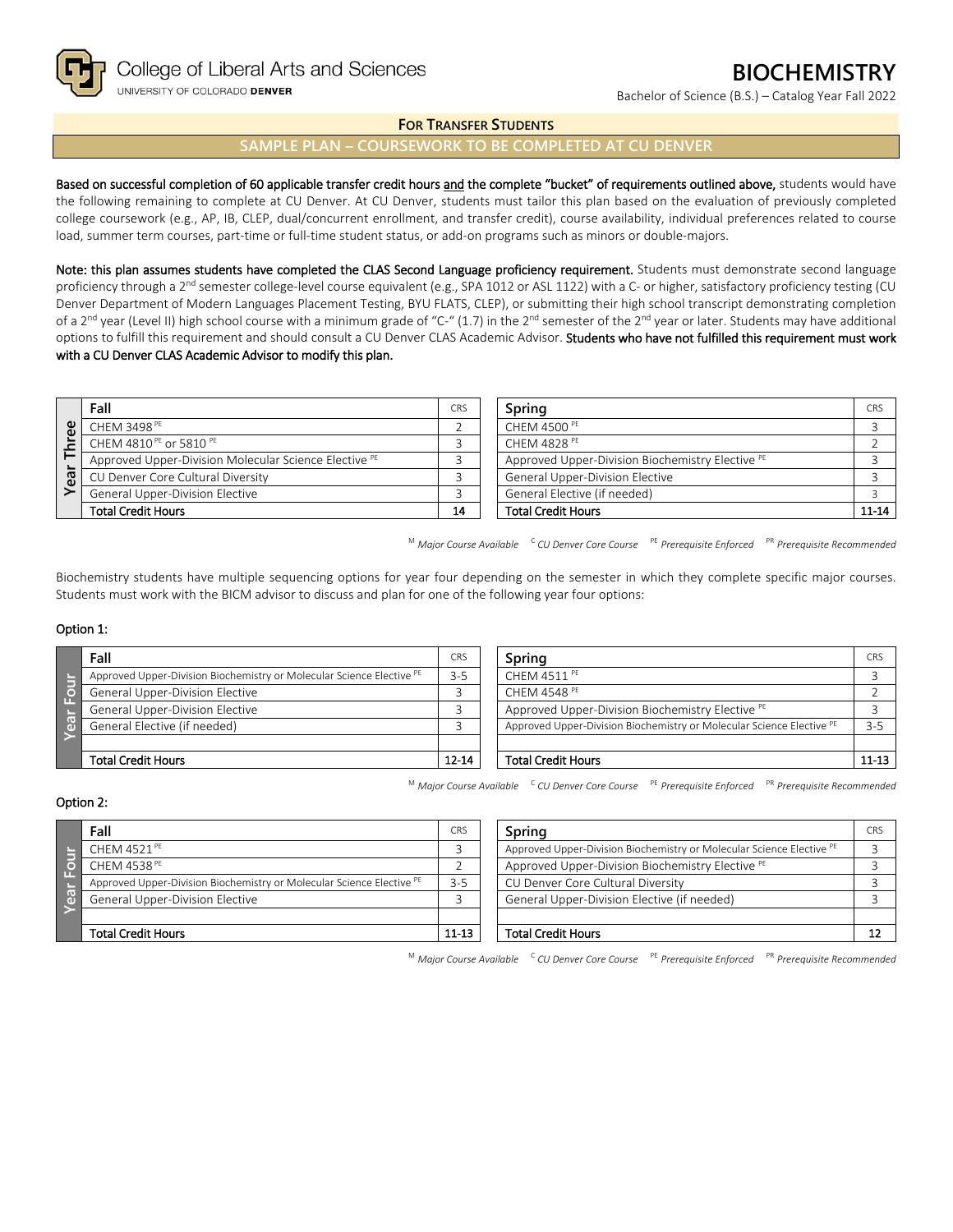## FOR TRANSFER STUDENTS

### SAMPLE PLAN – COURSEWORK TO BE COMPLETED AT CU DENVER

**Based on successful completion of 60 applicable transfer credit hours and the complete "bucket" of requirements outlined above,** students would have the following remaining to complete at CU Denver. At CU Denver, students must tailor this plan based on the evaluation of previously completed college coursework (e.g., AP, IB, CLEP, dual/concurrent enrollment, and transfer credit), course availability, individual preferences related to course load, summer term courses, part-time or full-time student status, or add-on programs such as minors or double-majors.

**Note: this plan assumes students have completed the CLAS Second Language proficiency requirement.** Students must demonstrate second language proficiency through a 2nd semester college-level course equivalent (e.g., SPA 1012 or ASL 1122) with a C- or higher, satisfactory proficiency testing (CU Denver Department of Modern Languages Placement Testing, BYU FLATS, CLEP), or submitting their high school transcript demonstrating completion of a 2nd year (Level II) high school course with a minimum grade of "C-" (1.7) in the 2nd semester of the 2nd year or later. Students may have additional options to fulfill this requirement and should consult a CU Denver CLAS Academic Advisor. **Students who have not fulfilled this requirement must work with a CU Denver CLAS Academic Advisor to modify this plan.**

**Year Three**

| Fall | CRS | Spring | CRS |
|---|---|---|---|
| CHEM 3498 PE | 2 | CHEM 4500 PE | 3 |
| CHEM 4810 PE or 5810 PE | 3 | CHEM 4828 PE | 2 |
| Approved Upper-Division Molecular Science Elective PE | 3 | Approved Upper-Division Biochemistry Elective PE | 3 |
| CU Denver Core Cultural Diversity | 3 | General Upper-Division Elective | 3 |
| General Upper-Division Elective | 3 | General Elective (if needed) | 3 |
| **Total Credit Hours** | **14** | **Total Credit Hours** | **11-14** |

*M Major Course Available  C CU Denver Core Course  PE Prerequisite Enforced  PR Prerequisite Recommended*

Biochemistry students have multiple sequencing options for year four depending on the semester in which they complete specific major courses. Students must work with the BICM advisor to discuss and plan for one of the following year four options:

**Option 1:**

**Year Four**

| Fall | CRS | Spring | CRS |
|---|---|---|---|
| Approved Upper-Division Biochemistry or Molecular Science Elective PE | 3-5 | CHEM 4511 PE | 3 |
| General Upper-Division Elective | 3 | CHEM 4548 PE | 2 |
| General Upper-Division Elective | 3 | Approved Upper-Division Biochemistry Elective PE | 3 |
| General Elective (if needed) | 3 | Approved Upper-Division Biochemistry or Molecular Science Elective PE | 3-5 |
| | | | |
| **Total Credit Hours** | **12-14** | **Total Credit Hours** | **11-13** |

*M Major Course Available  C CU Denver Core Course  PE Prerequisite Enforced  PR Prerequisite Recommended*

**Option 2:**

**Year Four**

| Fall | CRS | Spring | CRS |
|---|---|---|---|
| CHEM 4521 PE | 3 | Approved Upper-Division Biochemistry or Molecular Science Elective PE | 3 |
| CHEM 4538 PE | 2 | Approved Upper-Division Biochemistry Elective PE | 3 |
| Approved Upper-Division Biochemistry or Molecular Science Elective PE | 3-5 | CU Denver Core Cultural Diversity | 3 |
| General Upper-Division Elective | 3 | General Upper-Division Elective (if needed) | 3 |
| | | | |
| **Total Credit Hours** | **11-13** | **Total Credit Hours** | **12** |

*M Major Course Available  C CU Denver Core Course  PE Prerequisite Enforced  PR Prerequisite Recommended*